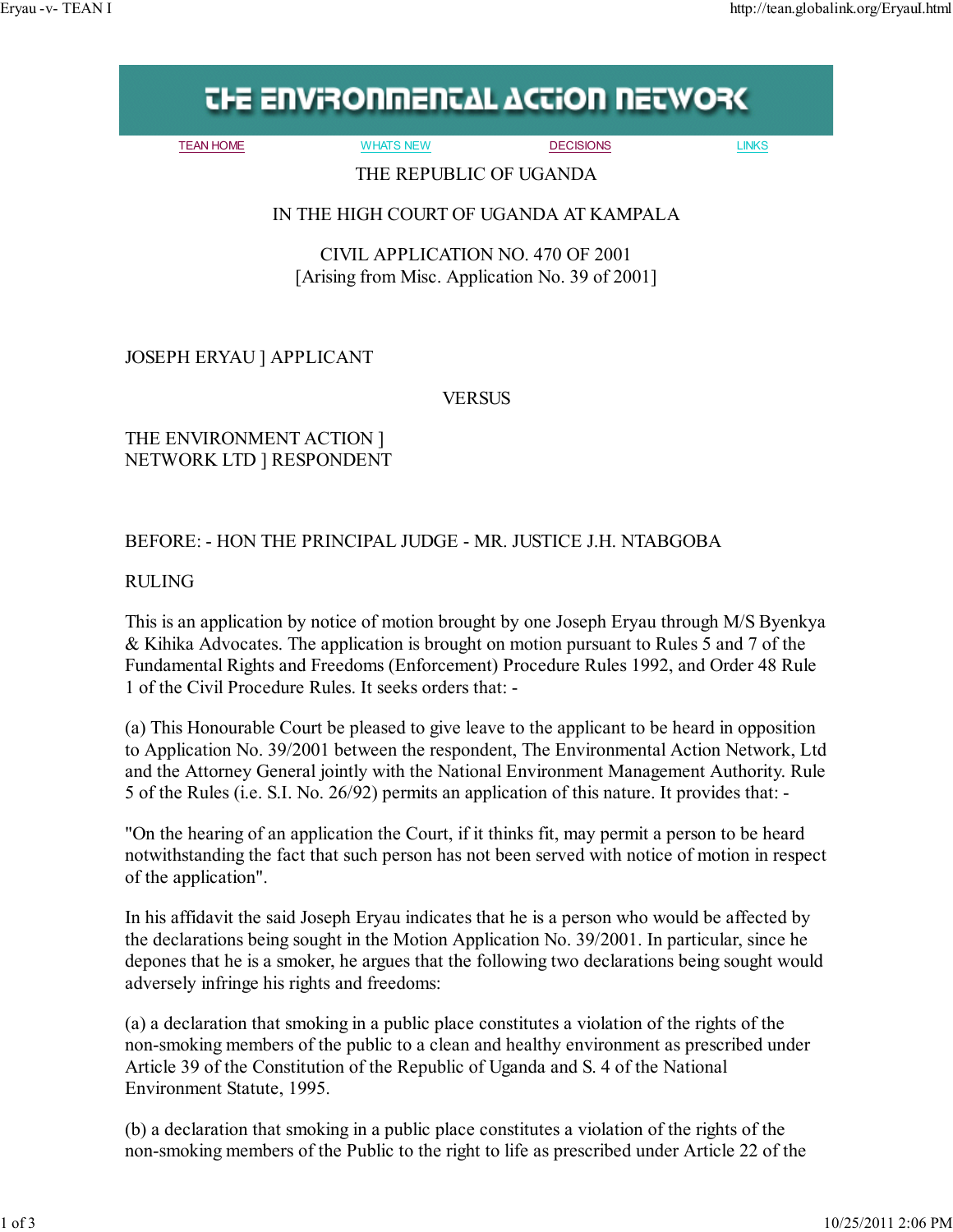THE ENVIRONMENTAL ACTION NETWORK

TEAN HOME | WHATS NEW | DECISIONS | LINKS

THE REPUBLIC OF UGANDA

IN THE HIGH COURT OF UGANDA AT KAMPALA

CIVIL APPLICATION NO. 470 OF 2001
[Arising from Misc. Application No. 39 of 2001]

JOSEPH ERYAU ] APPLICANT

VERSUS

THE ENVIRONMENT ACTION ]
NETWORK LTD ] RESPONDENT

BEFORE: - HON THE PRINCIPAL JUDGE - MR. JUSTICE J.H. NTABGOBA

RULING

This is an application by notice of motion brought by one Joseph Eryau through M/S Byenkya & Kihika Advocates. The application is brought on motion pursuant to Rules 5 and 7 of the Fundamental Rights and Freedoms (Enforcement) Procedure Rules 1992, and Order 48 Rule 1 of the Civil Procedure Rules. It seeks orders that: -

(a) This Honourable Court be pleased to give leave to the applicant to be heard in opposition to Application No. 39/2001 between the respondent, The Environmental Action Network, Ltd and the Attorney General jointly with the National Environment Management Authority. Rule 5 of the Rules (i.e. S.I. No. 26/92) permits an application of this nature. It provides that: -

"On the hearing of an application the Court, if it thinks fit, may permit a person to be heard notwithstanding the fact that such person has not been served with notice of motion in respect of the application".

In his affidavit the said Joseph Eryau indicates that he is a person who would be affected by the declarations being sought in the Motion Application No. 39/2001. In particular, since he depones that he is a smoker, he argues that the following two declarations being sought would adversely infringe his rights and freedoms:

(a) a declaration that smoking in a public place constitutes a violation of the rights of the non-smoking members of the public to a clean and healthy environment as prescribed under Article 39 of the Constitution of the Republic of Uganda and S. 4 of the National Environment Statute, 1995.

(b) a declaration that smoking in a public place constitutes a violation of the rights of the non-smoking members of the Public to the right to life as prescribed under Article 22 of the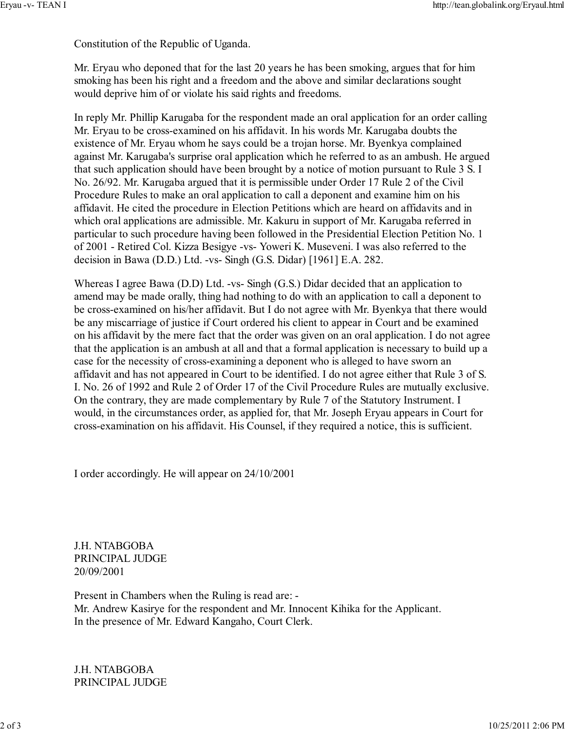Constitution of the Republic of Uganda.

Mr. Eryau who deponed that for the last 20 years he has been smoking, argues that for him smoking has been his right and a freedom and the above and similar declarations sought would deprive him of or violate his said rights and freedoms.

In reply Mr. Phillip Karugaba for the respondent made an oral application for an order calling Mr. Eryau to be cross-examined on his affidavit. In his words Mr. Karugaba doubts the existence of Mr. Eryau whom he says could be a trojan horse. Mr. Byenkya complained against Mr. Karugaba's surprise oral application which he referred to as an ambush. He argued that such application should have been brought by a notice of motion pursuant to Rule 3 S. I No. 26/92. Mr. Karugaba argued that it is permissible under Order 17 Rule 2 of the Civil Procedure Rules to make an oral application to call a deponent and examine him on his affidavit. He cited the procedure in Election Petitions which are heard on affidavits and in which oral applications are admissible. Mr. Kakuru in support of Mr. Karugaba referred in particular to such procedure having been followed in the Presidential Election Petition No. 1 of 2001 - Retired Col. Kizza Besigye -vs- Yoweri K. Museveni. I was also referred to the decision in Bawa (D.D.) Ltd. -vs- Singh (G.S. Didar) [1961] E.A. 282.

Whereas I agree Bawa (D.D) Ltd. -vs- Singh (G.S.) Didar decided that an application to amend may be made orally, thing had nothing to do with an application to call a deponent to be cross-examined on his/her affidavit. But I do not agree with Mr. Byenkya that there would be any miscarriage of justice if Court ordered his client to appear in Court and be examined on his affidavit by the mere fact that the order was given on an oral application. I do not agree that the application is an ambush at all and that a formal application is necessary to build up a case for the necessity of cross-examining a deponent who is alleged to have sworn an affidavit and has not appeared in Court to be identified. I do not agree either that Rule 3 of S. I. No. 26 of 1992 and Rule 2 of Order 17 of the Civil Procedure Rules are mutually exclusive. On the contrary, they are made complementary by Rule 7 of the Statutory Instrument. I would, in the circumstances order, as applied for, that Mr. Joseph Eryau appears in Court for cross-examination on his affidavit. His Counsel, if they required a notice, this is sufficient.

I order accordingly. He will appear on 24/10/2001

J.H. NTABGOBA
PRINCIPAL JUDGE
20/09/2001

Present in Chambers when the Ruling is read are: -
Mr. Andrew Kasirye for the respondent and Mr. Innocent Kihika for the Applicant.
In the presence of Mr. Edward Kangaho, Court Clerk.

J.H. NTABGOBA
PRINCIPAL JUDGE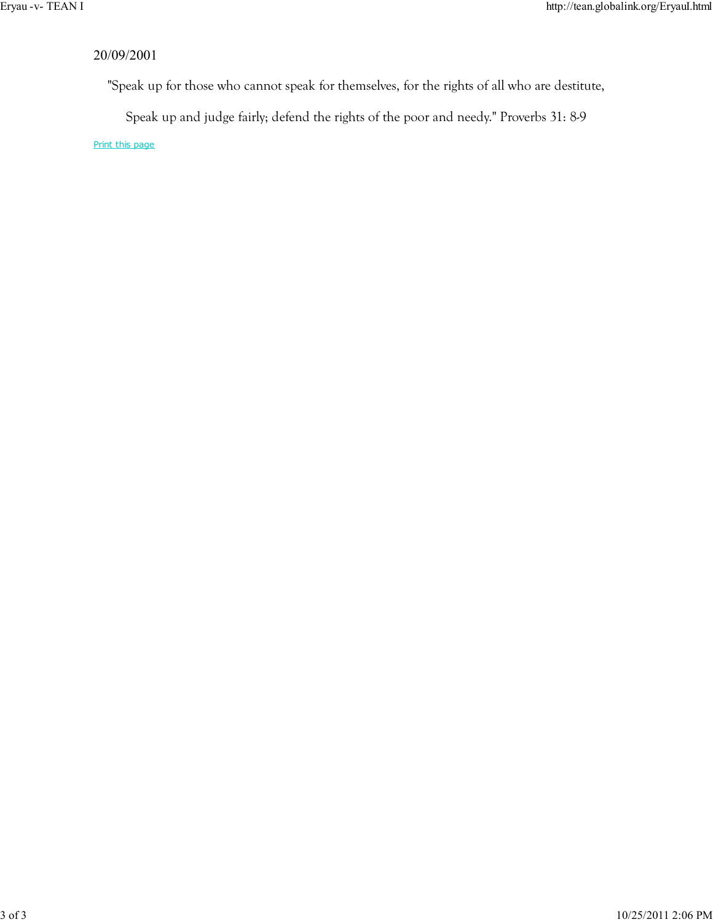20/09/2001

"Speak up for those who cannot speak for themselves, for the rights of all who are destitute,

Speak up and judge fairly; defend the rights of the poor and needy." Proverbs 31: 8-9

Print this page